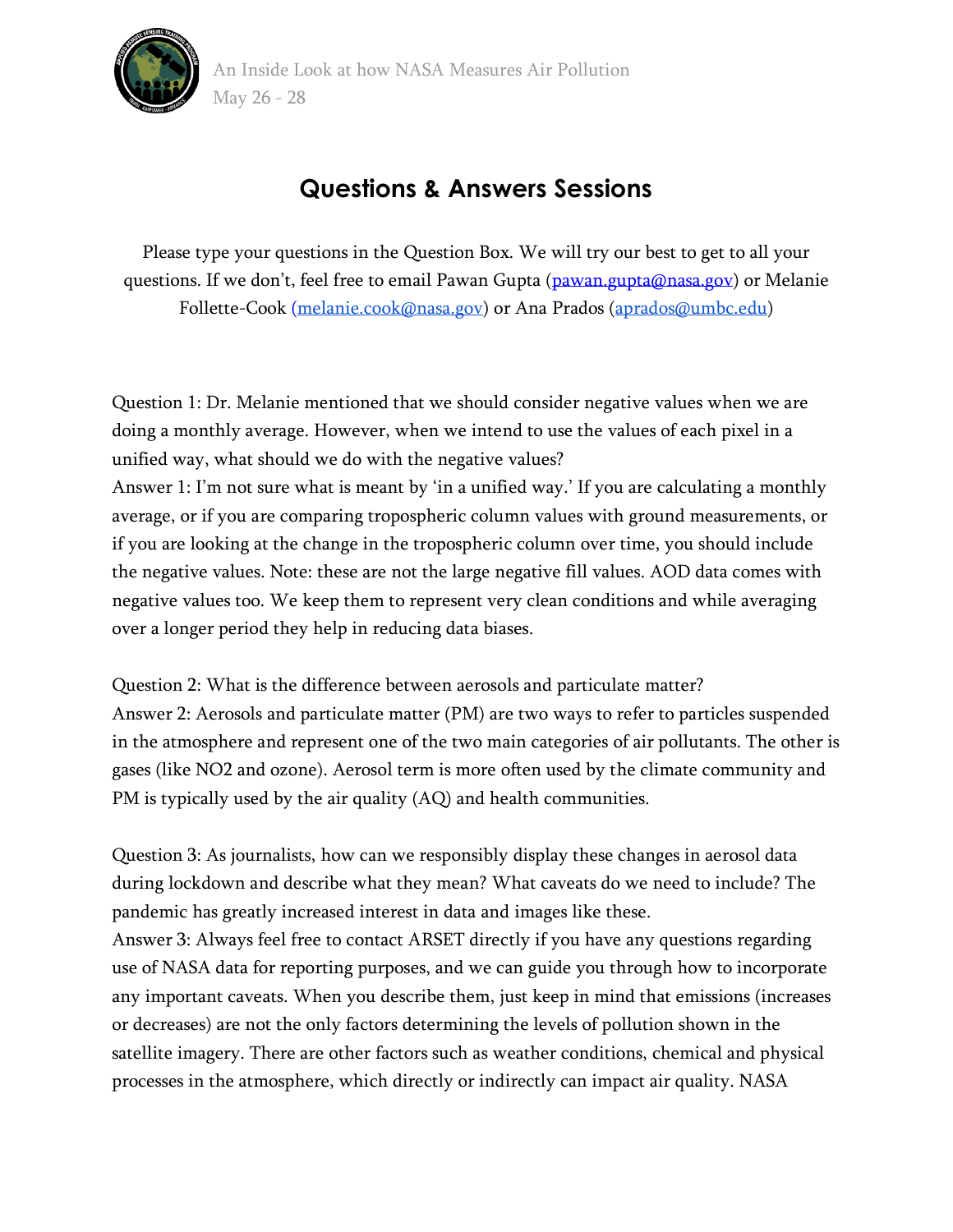# Questions & Answers Sessions

Please type your questions in the Question Box. We will try our best to get to all your questions. If we don't, feel free to email Pawan Gupta (pawan.gupta@nasa.gov) or Melanie Follette-Cook (melanie.cook@nasa.gov) or Ana Prados (aprados@umbc.edu)

Question 1: Dr. Melanie mentioned that we should consider negative values when we are doing a monthly average. However, when we intend to use the values of each pixel in a unified way, what should we do with the negative values?

Answer 1: I'm not sure what is meant by 'in a unified way.' If you are calculating a monthly average, or if you are comparing tropospheric column values with ground measurements, or if you are looking at the change in the tropospheric column over time, you should include the negative values. Note: these are not the large negative fill values. AOD data comes with negative values too. We keep them to represent very clean conditions and while averaging over a longer period they help in reducing data biases.

Question 2: What is the difference between aerosols and particulate matter?

Answer 2: Aerosols and particulate matter (PM) are two ways to refer to particles suspended in the atmosphere and represent one of the two main categories of air pollutants. The other is gases (like $NO_2$ and ozone). Aerosol term is more often used by the climate community and PM is typically used by the air quality (AQ) and health communities.

Question 3: As journalists, how can we responsibly display these changes in aerosol data during lockdown and describe what they mean? What caveats do we need to include? The pandemic has greatly increased interest in data and images like these.

Answer 3: Always feel free to contact ARSET directly if you have any questions regarding use of NASA data for reporting purposes, and we can guide you through how to incorporate any important caveats. When you describe them, just keep in mind that emissions (increases or decreases) are not the only factors determining the levels of pollution shown in the satellite imagery. There are other factors such as weather conditions, chemical and physical processes in the atmosphere, which directly or indirectly can impact air quality. NASA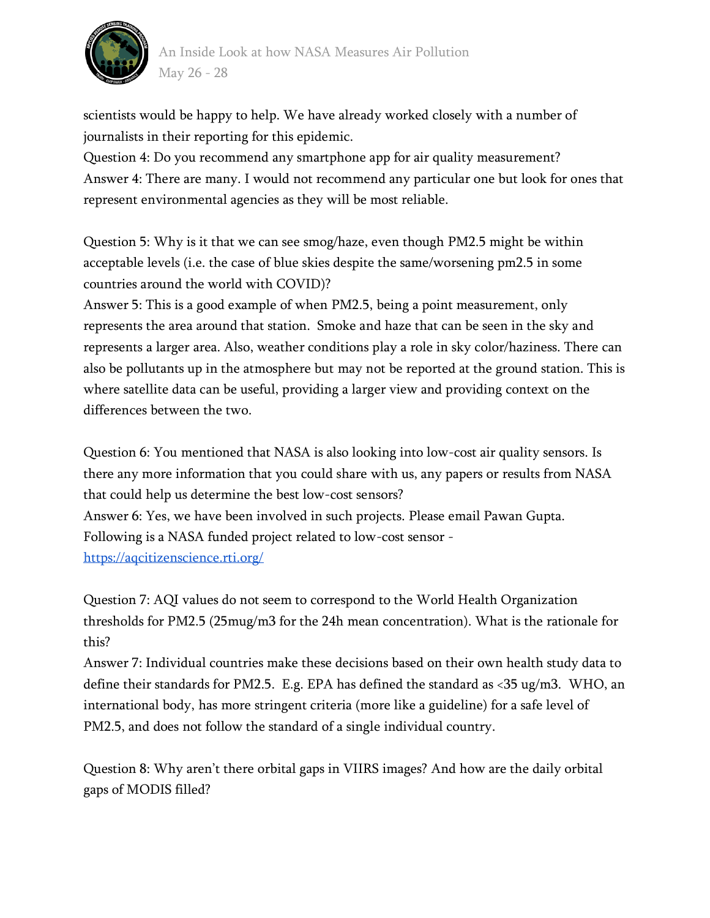scientists would be happy to help. We have already worked closely with a number of journalists in their reporting for this epidemic.

Question 4: Do you recommend any smartphone app for air quality measurement?

Answer 4: There are many. I would not recommend any particular one but look for ones that represent environmental agencies as they will be most reliable.

Question 5: Why is it that we can see smog/haze, even though PM2.5 might be within acceptable levels (i.e. the case of blue skies despite the same/worsening pm2.5 in some countries around the world with COVID)?

Answer 5: This is a good example of when PM2.5, being a point measurement, only represents the area around that station. Smoke and haze that can be seen in the sky and represents a larger area. Also, weather conditions play a role in sky color/haziness. There can also be pollutants up in the atmosphere but may not be reported at the ground station. This is where satellite data can be useful, providing a larger view and providing context on the differences between the two.

Question 6: You mentioned that NASA is also looking into low-cost air quality sensors. Is there any more information that you could share with us, any papers or results from NASA that could help us determine the best low-cost sensors?

Answer 6: Yes, we have been involved in such projects. Please email Pawan Gupta. Following is a NASA funded project related to low-cost sensor - [https://aqcitizenscience.rti.org/](https://aqcitizenscience.rti.org/)

Question 7: AQI values do not seem to correspond to the World Health Organization thresholds for PM2.5 (25mug/m3 for the 24h mean concentration). What is the rationale for this?

Answer 7: Individual countries make these decisions based on their own health study data to define their standards for PM2.5. E.g. EPA has defined the standard as <35 ug/m3. WHO, an international body, has more stringent criteria (more like a guideline) for a safe level of PM2.5, and does not follow the standard of a single individual country.

Question 8: Why aren't there orbital gaps in VIIRS images? And how are the daily orbital gaps of MODIS filled?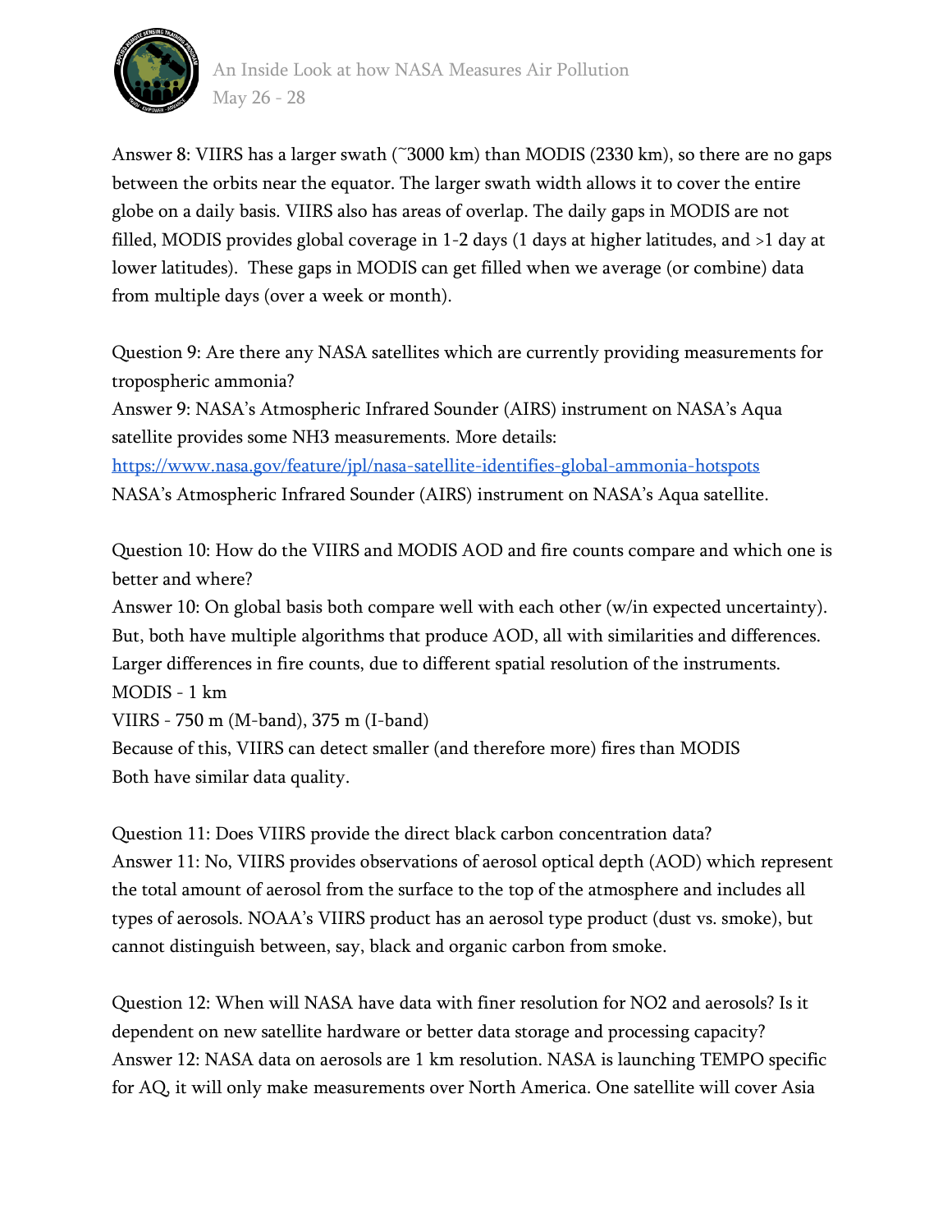Answer 8: VIIRS has a larger swath (~3000 km) than MODIS (2330 km), so there are no gaps between the orbits near the equator. The larger swath width allows it to cover the entire globe on a daily basis. VIIRS also has areas of overlap. The daily gaps in MODIS are not filled, MODIS provides global coverage in 1-2 days (1 days at higher latitudes, and >1 day at lower latitudes). These gaps in MODIS can get filled when we average (or combine) data from multiple days (over a week or month).

Question 9: Are there any NASA satellites which are currently providing measurements for tropospheric ammonia?
Answer 9: NASA's Atmospheric Infrared Sounder (AIRS) instrument on NASA's Aqua satellite provides some NH3 measurements. More details:
https://www.nasa.gov/feature/jpl/nasa-satellite-identifies-global-ammonia-hotspots
NASA's Atmospheric Infrared Sounder (AIRS) instrument on NASA's Aqua satellite.

Question 10: How do the VIIRS and MODIS AOD and fire counts compare and which one is better and where?
Answer 10: On global basis both compare well with each other (w/in expected uncertainty). But, both have multiple algorithms that produce AOD, all with similarities and differences. Larger differences in fire counts, due to different spatial resolution of the instruments.
MODIS - 1 km
VIIRS - 750 m (M-band), 375 m (I-band)
Because of this, VIIRS can detect smaller (and therefore more) fires than MODIS
Both have similar data quality.

Question 11: Does VIIRS provide the direct black carbon concentration data?
Answer 11: No, VIIRS provides observations of aerosol optical depth (AOD) which represent the total amount of aerosol from the surface to the top of the atmosphere and includes all types of aerosols. NOAA's VIIRS product has an aerosol type product (dust vs. smoke), but cannot distinguish between, say, black and organic carbon from smoke.

Question 12: When will NASA have data with finer resolution for NO2 and aerosols? Is it dependent on new satellite hardware or better data storage and processing capacity?
Answer 12: NASA data on aerosols are 1 km resolution. NASA is launching TEMPO specific for AQ, it will only make measurements over North America. One satellite will cover Asia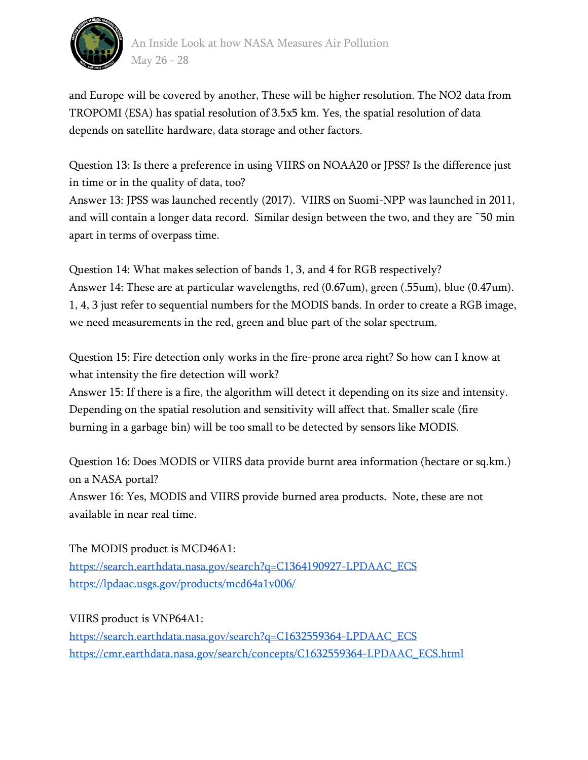and Europe will be covered by another, These will be higher resolution. The $NO_2$ data from TROPOMI (ESA) has spatial resolution of 3.5x5 km. Yes, the spatial resolution of data depends on satellite hardware, data storage and other factors.

Question 13: Is there a preference in using VIIRS on NOAA20 or JPSS? Is the difference just in time or in the quality of data, too?
Answer 13: JPSS was launched recently (2017). VIIRS on Suomi-NPP was launched in 2011, and will contain a longer data record. Similar design between the two, and they are ~50 min apart in terms of overpass time.

Question 14: What makes selection of bands 1, 3, and 4 for RGB respectively?
Answer 14: These are at particular wavelengths, red (0.67um), green (.55um), blue (0.47um). 1, 4, 3 just refer to sequential numbers for the MODIS bands. In order to create a RGB image, we need measurements in the red, green and blue part of the solar spectrum.

Question 15: Fire detection only works in the fire-prone area right? So how can I know at what intensity the fire detection will work?
Answer 15: If there is a fire, the algorithm will detect it depending on its size and intensity. Depending on the spatial resolution and sensitivity will affect that. Smaller scale (fire burning in a garbage bin) will be too small to be detected by sensors like MODIS.

Question 16: Does MODIS or VIIRS data provide burnt area information (hectare or sq.km.) on a NASA portal?
Answer 16: Yes, MODIS and VIIRS provide burned area products. Note, these are not available in near real time.

The MODIS product is MCD46A1:
https://search.earthdata.nasa.gov/search?q=C1364190927-LPDAAC_ECS
https://lpdaac.usgs.gov/products/mcd64a1v006/

VIIRS product is VNP64A1:
https://search.earthdata.nasa.gov/search?q=C1632559364-LPDAAC_ECS
https://cmr.earthdata.nasa.gov/search/concepts/C1632559364-LPDAAC_ECS.html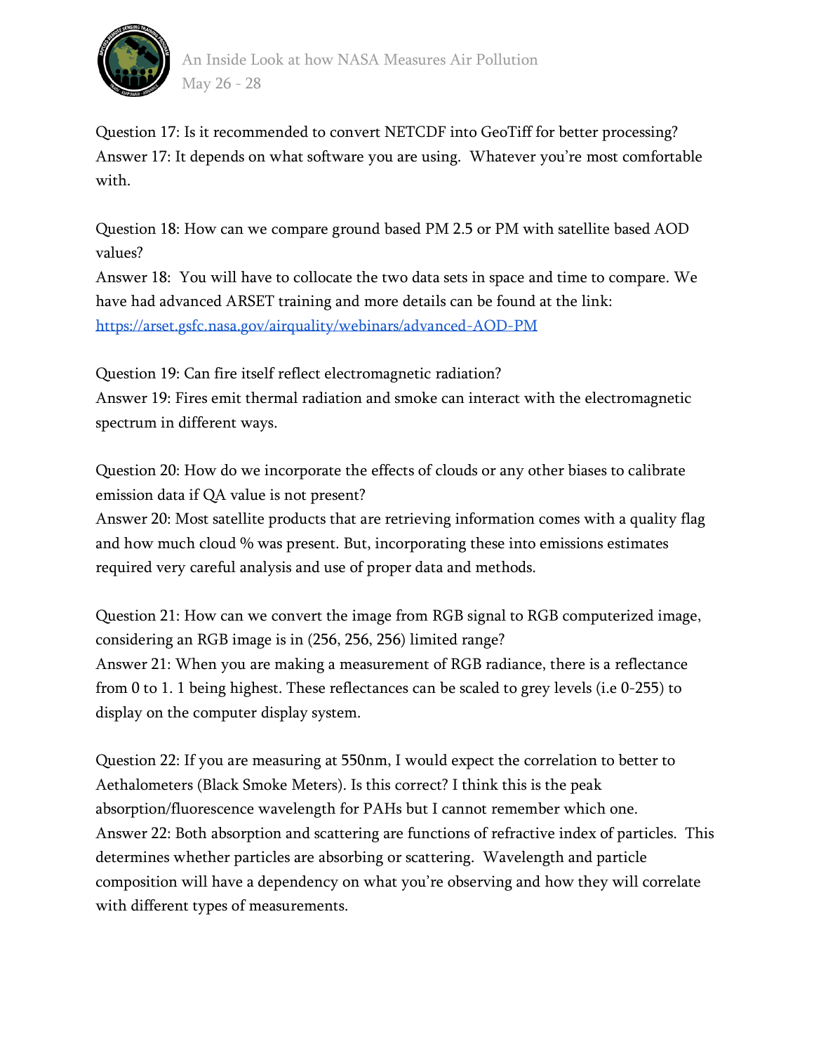Question 17: Is it recommended to convert NETCDF into GeoTiff for better processing?
Answer 17: It depends on what software you are using. Whatever you're most comfortable with.

Question 18: How can we compare ground based PM 2.5 or PM with satellite based AOD values?
Answer 18: You will have to collocate the two data sets in space and time to compare. We have had advanced ARSET training and more details can be found at the link: [https://arset.gsfc.nasa.gov/airquality/webinars/advanced-AOD-PM](https://arset.gsfc.nasa.gov/airquality/webinars/advanced-AOD-PM)

Question 19: Can fire itself reflect electromagnetic radiation?
Answer 19: Fires emit thermal radiation and smoke can interact with the electromagnetic spectrum in different ways.

Question 20: How do we incorporate the effects of clouds or any other biases to calibrate emission data if QA value is not present?
Answer 20: Most satellite products that are retrieving information comes with a quality flag and how much cloud % was present. But, incorporating these into emissions estimates required very careful analysis and use of proper data and methods.

Question 21: How can we convert the image from RGB signal to RGB computerized image, considering an RGB image is in (256, 256, 256) limited range?
Answer 21: When you are making a measurement of RGB radiance, there is a reflectance from 0 to 1. 1 being highest. These reflectances can be scaled to grey levels (i.e 0-255) to display on the computer display system.

Question 22: If you are measuring at 550nm, I would expect the correlation to better to Aethalometers (Black Smoke Meters). Is this correct? I think this is the peak absorption/fluorescence wavelength for PAHs but I cannot remember which one.
Answer 22: Both absorption and scattering are functions of refractive index of particles. This determines whether particles are absorbing or scattering. Wavelength and particle composition will have a dependency on what you're observing and how they will correlate with different types of measurements.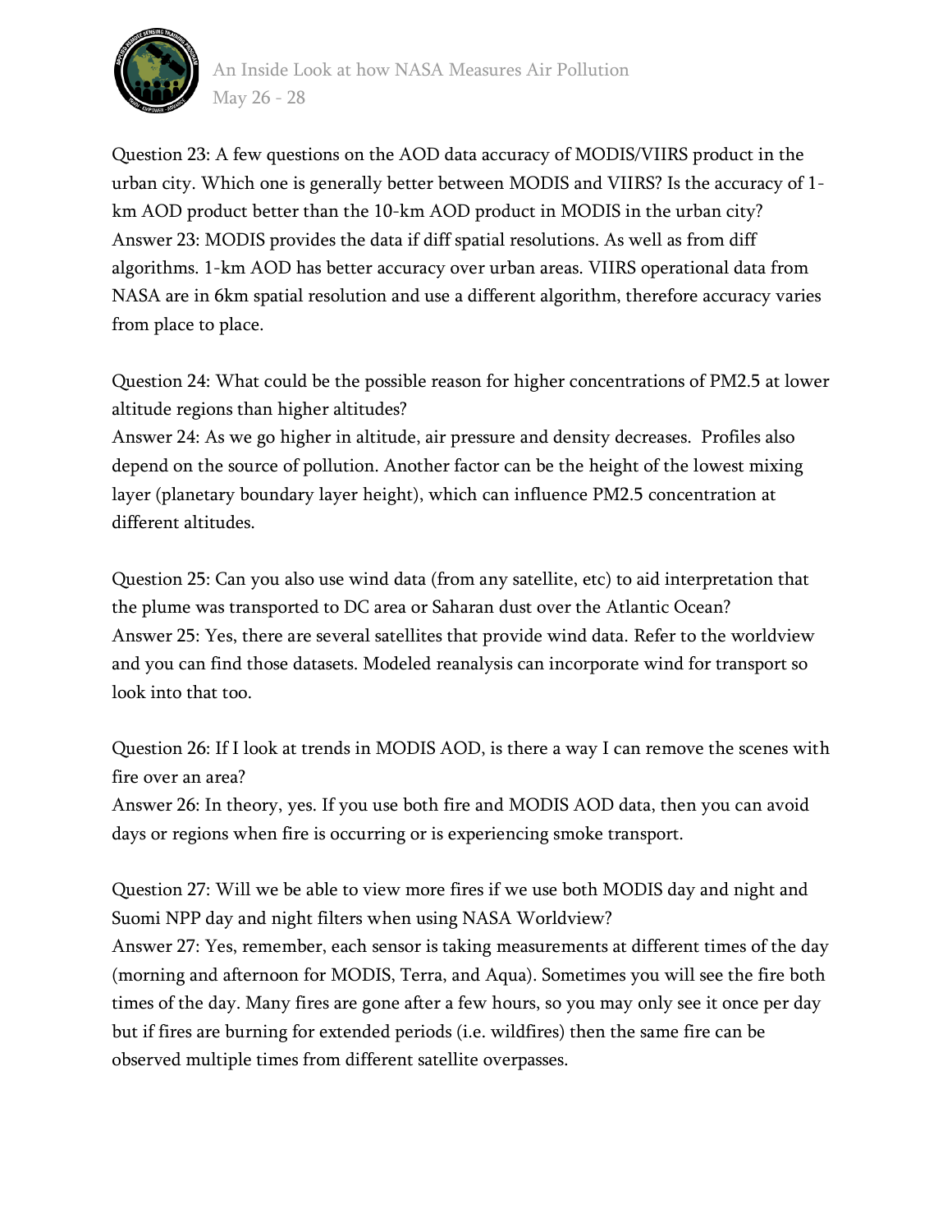Question 23: A few questions on the AOD data accuracy of MODIS/VIIRS product in the urban city. Which one is generally better between MODIS and VIIRS? Is the accuracy of 1-km AOD product better than the 10-km AOD product in MODIS in the urban city?
Answer 23: MODIS provides the data if diff spatial resolutions. As well as from diff algorithms. 1-km AOD has better accuracy over urban areas. VIIRS operational data from NASA are in 6km spatial resolution and use a different algorithm, therefore accuracy varies from place to place.

Question 24: What could be the possible reason for higher concentrations of PM2.5 at lower altitude regions than higher altitudes?
Answer 24: As we go higher in altitude, air pressure and density decreases. Profiles also depend on the source of pollution. Another factor can be the height of the lowest mixing layer (planetary boundary layer height), which can influence PM2.5 concentration at different altitudes.

Question 25: Can you also use wind data (from any satellite, etc) to aid interpretation that the plume was transported to DC area or Saharan dust over the Atlantic Ocean?
Answer 25: Yes, there are several satellites that provide wind data. Refer to the worldview and you can find those datasets. Modeled reanalysis can incorporate wind for transport so look into that too.

Question 26: If I look at trends in MODIS AOD, is there a way I can remove the scenes with fire over an area?
Answer 26: In theory, yes. If you use both fire and MODIS AOD data, then you can avoid days or regions when fire is occurring or is experiencing smoke transport.

Question 27: Will we be able to view more fires if we use both MODIS day and night and Suomi NPP day and night filters when using NASA Worldview?
Answer 27: Yes, remember, each sensor is taking measurements at different times of the day (morning and afternoon for MODIS, Terra, and Aqua). Sometimes you will see the fire both times of the day. Many fires are gone after a few hours, so you may only see it once per day but if fires are burning for extended periods (i.e. wildfires) then the same fire can be observed multiple times from different satellite overpasses.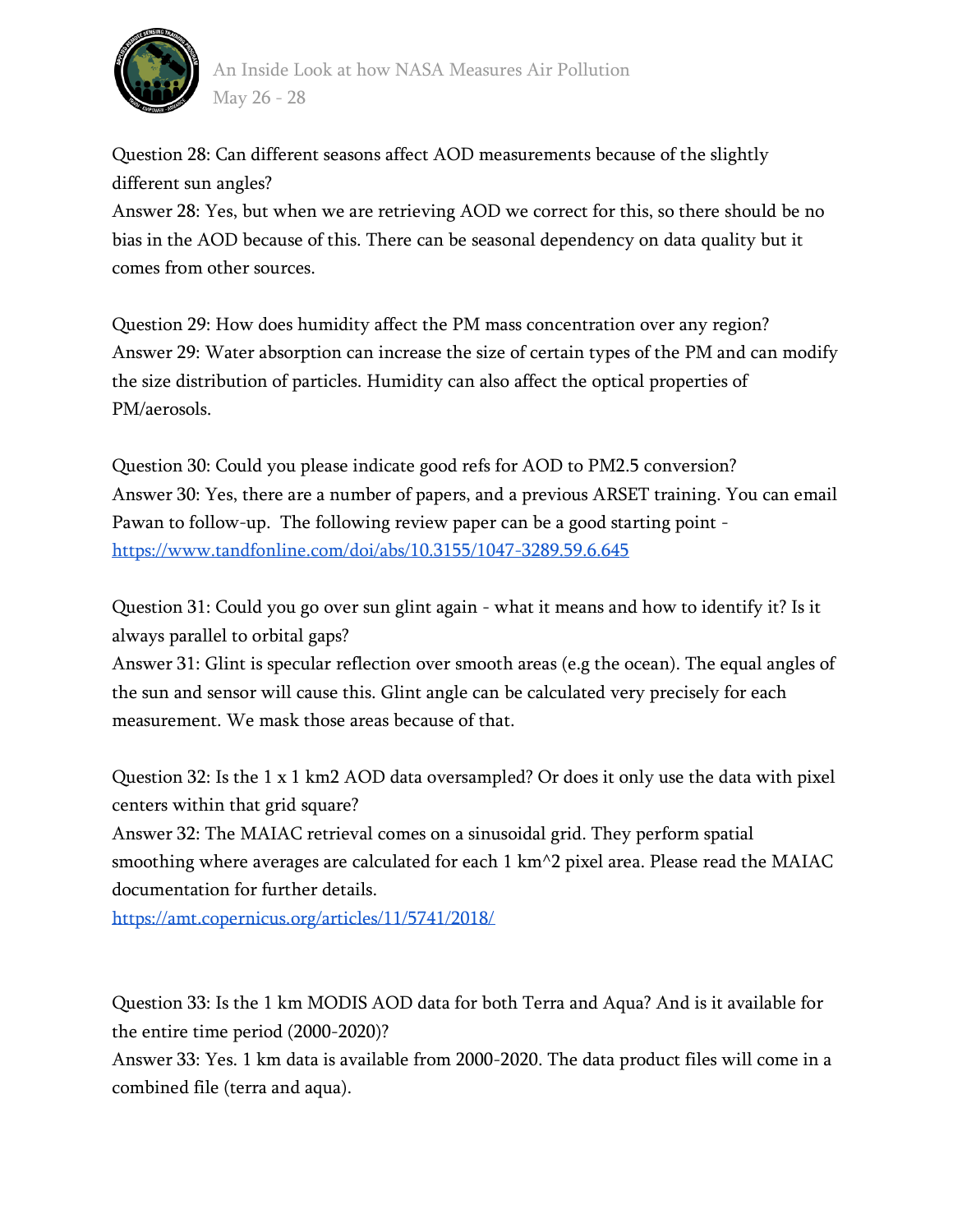Question 28: Can different seasons affect AOD measurements because of the slightly different sun angles?
Answer 28: Yes, but when we are retrieving AOD we correct for this, so there should be no bias in the AOD because of this. There can be seasonal dependency on data quality but it comes from other sources.

Question 29: How does humidity affect the PM mass concentration over any region?
Answer 29: Water absorption can increase the size of certain types of the PM and can modify the size distribution of particles. Humidity can also affect the optical properties of PM/aerosols.

Question 30: Could you please indicate good refs for AOD to PM2.5 conversion?
Answer 30: Yes, there are a number of papers, and a previous ARSET training. You can email Pawan to follow-up. The following review paper can be a good starting point - https://www.tandfonline.com/doi/abs/10.3155/1047-3289.59.6.645

Question 31: Could you go over sun glint again - what it means and how to identify it? Is it always parallel to orbital gaps?
Answer 31: Glint is specular reflection over smooth areas (e.g the ocean). The equal angles of the sun and sensor will cause this. Glint angle can be calculated very precisely for each measurement. We mask those areas because of that.

Question 32: Is the 1 x 1 km2 AOD data oversampled? Or does it only use the data with pixel centers within that grid square?
Answer 32: The MAIAC retrieval comes on a sinusoidal grid. They perform spatial smoothing where averages are calculated for each 1 km^2 pixel area. Please read the MAIAC documentation for further details.
https://amt.copernicus.org/articles/11/5741/2018/

Question 33: Is the 1 km MODIS AOD data for both Terra and Aqua? And is it available for the entire time period (2000-2020)?
Answer 33: Yes. 1 km data is available from 2000-2020. The data product files will come in a combined file (terra and aqua).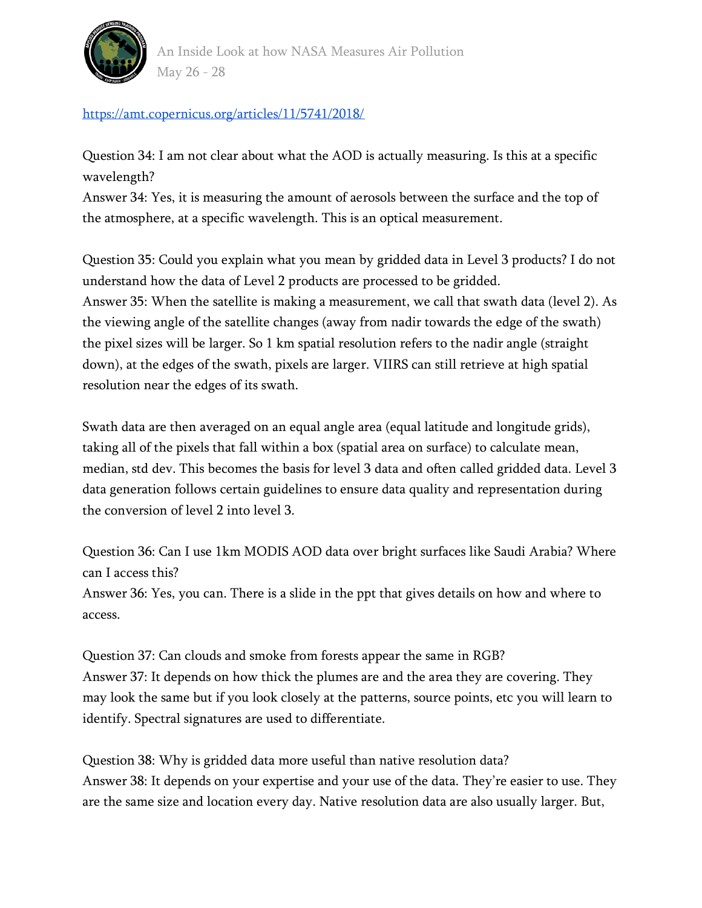https://amt.copernicus.org/articles/11/5741/2018/

Question 34: I am not clear about what the AOD is actually measuring. Is this at a specific wavelength?
Answer 34: Yes, it is measuring the amount of aerosols between the surface and the top of the atmosphere, at a specific wavelength. This is an optical measurement.

Question 35: Could you explain what you mean by gridded data in Level 3 products? I do not understand how the data of Level 2 products are processed to be gridded.
Answer 35: When the satellite is making a measurement, we call that swath data (level 2). As the viewing angle of the satellite changes (away from nadir towards the edge of the swath) the pixel sizes will be larger. So 1 km spatial resolution refers to the nadir angle (straight down), at the edges of the swath, pixels are larger. VIIRS can still retrieve at high spatial resolution near the edges of its swath.

Swath data are then averaged on an equal angle area (equal latitude and longitude grids), taking all of the pixels that fall within a box (spatial area on surface) to calculate mean, median, std dev. This becomes the basis for level 3 data and often called gridded data. Level 3 data generation follows certain guidelines to ensure data quality and representation during the conversion of level 2 into level 3.

Question 36: Can I use 1km MODIS AOD data over bright surfaces like Saudi Arabia? Where can I access this?
Answer 36: Yes, you can. There is a slide in the ppt that gives details on how and where to access.

Question 37: Can clouds and smoke from forests appear the same in RGB?
Answer 37: It depends on how thick the plumes are and the area they are covering. They may look the same but if you look closely at the patterns, source points, etc you will learn to identify. Spectral signatures are used to differentiate.

Question 38: Why is gridded data more useful than native resolution data?
Answer 38: It depends on your expertise and your use of the data. They're easier to use. They are the same size and location every day. Native resolution data are also usually larger. But,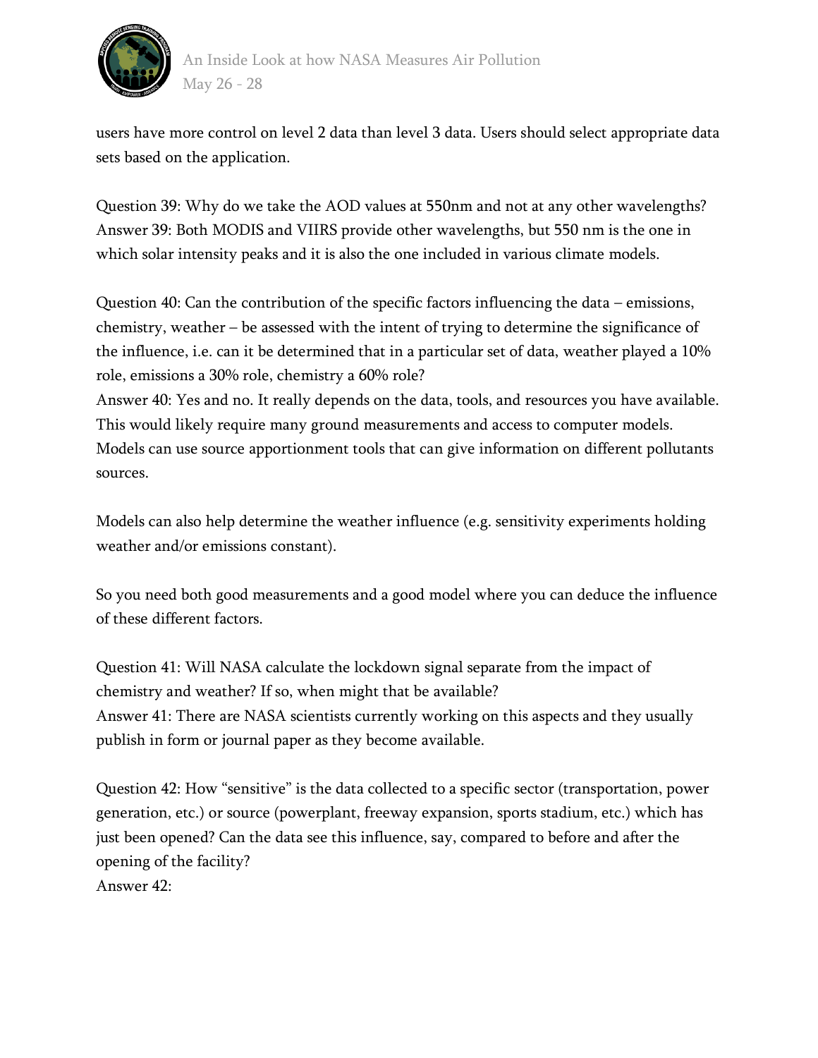users have more control on level 2 data than level 3 data. Users should select appropriate data sets based on the application.

Question 39: Why do we take the AOD values at 550nm and not at any other wavelengths?
Answer 39: Both MODIS and VIIRS provide other wavelengths, but 550 nm is the one in which solar intensity peaks and it is also the one included in various climate models.

Question 40: Can the contribution of the specific factors influencing the data – emissions, chemistry, weather – be assessed with the intent of trying to determine the significance of the influence, i.e. can it be determined that in a particular set of data, weather played a 10% role, emissions a 30% role, chemistry a 60% role?
Answer 40: Yes and no. It really depends on the data, tools, and resources you have available. This would likely require many ground measurements and access to computer models. Models can use source apportionment tools that can give information on different pollutants sources.

Models can also help determine the weather influence (e.g. sensitivity experiments holding weather and/or emissions constant).

So you need both good measurements and a good model where you can deduce the influence of these different factors.

Question 41: Will NASA calculate the lockdown signal separate from the impact of chemistry and weather? If so, when might that be available?
Answer 41: There are NASA scientists currently working on this aspects and they usually publish in form or journal paper as they become available.

Question 42: How "sensitive" is the data collected to a specific sector (transportation, power generation, etc.) or source (powerplant, freeway expansion, sports stadium, etc.) which has just been opened? Can the data see this influence, say, compared to before and after the opening of the facility?
Answer 42: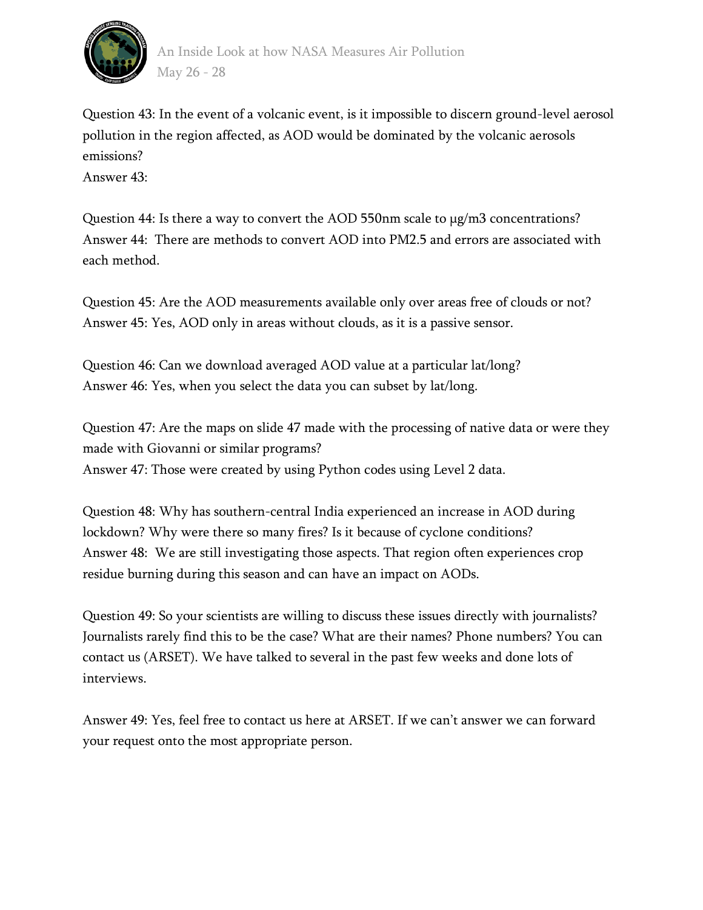Question 43: In the event of a volcanic event, is it impossible to discern ground-level aerosol pollution in the region affected, as AOD would be dominated by the volcanic aerosols emissions?

Answer 43:

Question 44: Is there a way to convert the AOD 550nm scale to μg/m3 concentrations?

Answer 44: There are methods to convert AOD into PM2.5 and errors are associated with each method.

Question 45: Are the AOD measurements available only over areas free of clouds or not?

Answer 45: Yes, AOD only in areas without clouds, as it is a passive sensor.

Question 46: Can we download averaged AOD value at a particular lat/long?

Answer 46: Yes, when you select the data you can subset by lat/long.

Question 47: Are the maps on slide 47 made with the processing of native data or were they made with Giovanni or similar programs?

Answer 47: Those were created by using Python codes using Level 2 data.

Question 48: Why has southern-central India experienced an increase in AOD during lockdown? Why were there so many fires? Is it because of cyclone conditions?

Answer 48: We are still investigating those aspects. That region often experiences crop residue burning during this season and can have an impact on AODs.

Question 49: So your scientists are willing to discuss these issues directly with journalists? Journalists rarely find this to be the case? What are their names? Phone numbers? You can contact us (ARSET). We have talked to several in the past few weeks and done lots of interviews.

Answer 49: Yes, feel free to contact us here at ARSET. If we can't answer we can forward your request onto the most appropriate person.